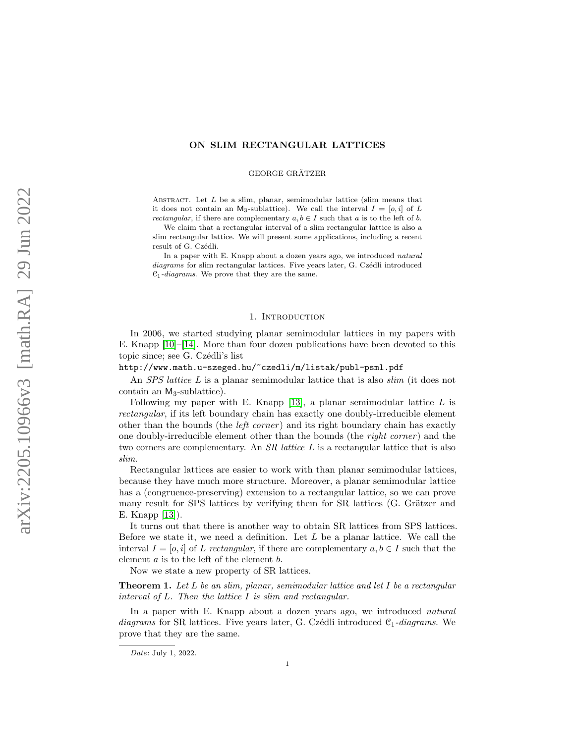# ON SLIM RECTANGULAR LATTICES

GEORGE GRÄTZER

ABSTRACT. Let $L$ be a slim, planar, semimodular lattice (slim means that it does not contain an $\mathsf{M}_3$-sublattice). We call the interval $I = [o, i]$ of $L$ *rectangular*, if there are complementary $a, b \in I$ such that $a$ is to the left of $b$.

We claim that a rectangular interval of a slim rectangular lattice is also a slim rectangular lattice. We will present some applications, including a recent result of G. Czédli.

In a paper with E. Knapp about a dozen years ago, we introduced *natural diagrams* for slim rectangular lattices. Five years later, G. Czédli introduced $\mathcal{C}_1$-*diagrams*. We prove that they are the same.

## 1. Introduction

In 2006, we started studying planar semimodular lattices in my papers with E. Knapp [10]–[14]. More than four dozen publications have been devoted to this topic since; see G. Czédli's list

`http://www.math.u-szeged.hu/~czedli/m/listak/publ-psml.pdf`

An *SPS lattice* $L$ is a planar semimodular lattice that is also *slim* (it does not contain an $\mathsf{M}_3$-sublattice).

Following my paper with E. Knapp [13], a planar semimodular lattice $L$ is *rectangular*, if its left boundary chain has exactly one doubly-irreducible element other than the bounds (the *left corner*) and its right boundary chain has exactly one doubly-irreducible element other than the bounds (the *right corner*) and the two corners are complementary. An *SR lattice* $L$ is a rectangular lattice that is also *slim*.

Rectangular lattices are easier to work with than planar semimodular lattices, because they have much more structure. Moreover, a planar semimodular lattice has a (congruence-preserving) extension to a rectangular lattice, so we can prove many result for SPS lattices by verifying them for SR lattices (G. Grätzer and E. Knapp [13]).

It turns out that there is another way to obtain SR lattices from SPS lattices. Before we state it, we need a definition. Let $L$ be a planar lattice. We call the interval $I = [o, i]$ of $L$ *rectangular*, if there are complementary $a, b \in I$ such that the element $a$ is to the left of the element $b$.

Now we state a new property of SR lattices.

**Theorem 1.** *Let $L$ be an slim, planar, semimodular lattice and let $I$ be a rectangular interval of $L$. Then the lattice $I$ is slim and rectangular.*

In a paper with E. Knapp about a dozen years ago, we introduced *natural diagrams* for SR lattices. Five years later, G. Czédli introduced $\mathcal{C}_1$-*diagrams*. We prove that they are the same.

*Date*: July 1, 2022.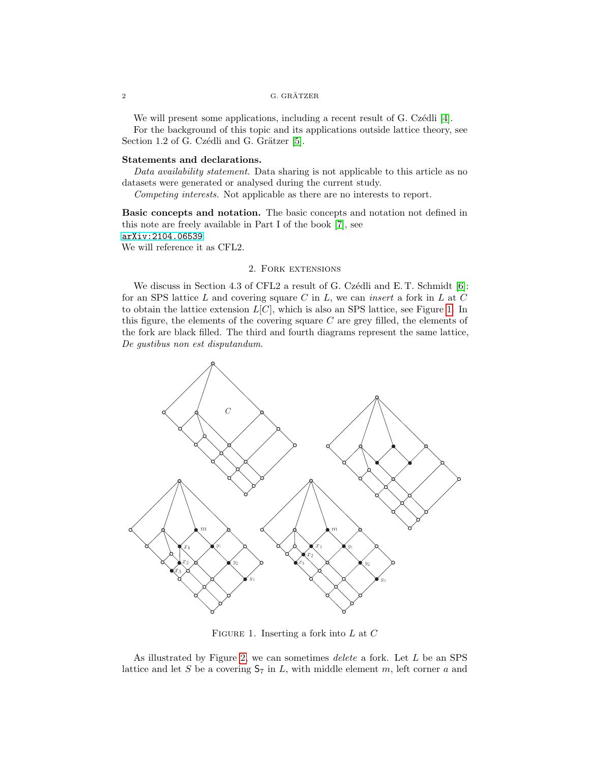We will present some applications, including a recent result of G. Czédli [4].

For the background of this topic and its applications outside lattice theory, see Section 1.2 of G. Czédli and G. Grätzer [5].

**Statements and declarations.**

*Data availability statement.* Data sharing is not applicable to this article as no datasets were generated or analysed during the current study.

*Competing interests.* Not applicable as there are no interests to report.

**Basic concepts and notation.** The basic concepts and notation not defined in this note are freely available in Part I of the book [7], see
arXiv:2104.06539
We will reference it as CFL2.

## 2. Fork extensions

We discuss in Section 4.3 of CFL2 a result of G. Czédli and E. T. Schmidt [6]: for an SPS lattice $L$ and covering square $C$ in $L$, we can *insert* a fork in $L$ at $C$ to obtain the lattice extension $L[C]$, which is also an SPS lattice, see Figure 1. In this figure, the elements of the covering square $C$ are grey filled, the elements of the fork are black filled. The third and fourth diagrams represent the same lattice, *De gustibus non est disputandum*.

Figure 1. Inserting a fork into $L$ at $C$

As illustrated by Figure 2, we can sometimes *delete* a fork. Let $L$ be an SPS lattice and let $S$ be a covering $\mathsf{S}_7$ in $L$, with middle element $m$, left corner $a$ and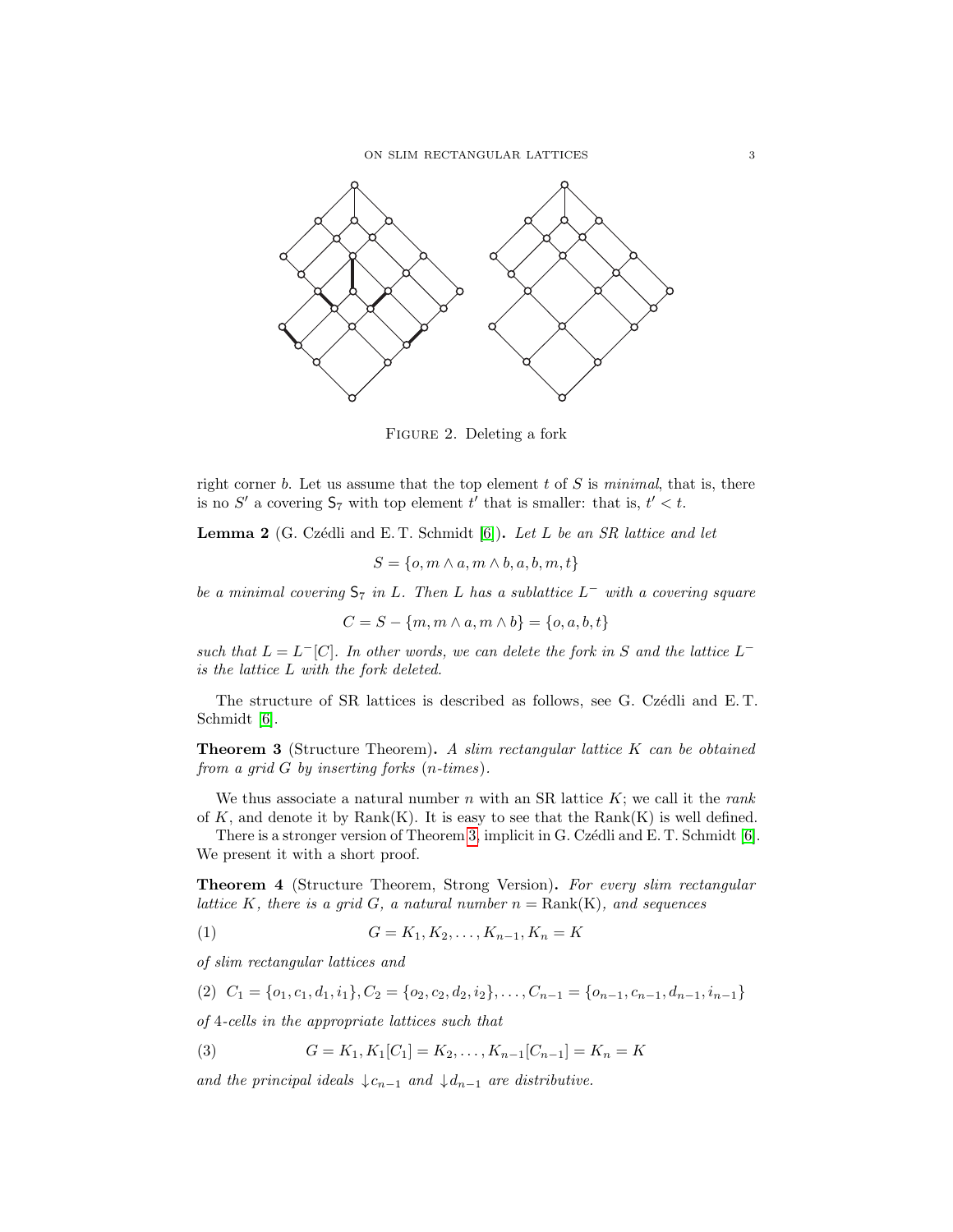FIGURE 2. Deleting a fork

right corner $b$. Let us assume that the top element $t$ of $S$ is *minimal*, that is, there is no $S'$ a covering $\mathsf{S}_7$ with top element $t'$ that is smaller: that is, $t' < t$.

**Lemma 2** (G. Czédli and E. T. Schmidt [6]). *Let $L$ be an SR lattice and let*

$$S = \{o, m \wedge a, m \wedge b, a, b, m, t\}$$

*be a minimal covering $\mathsf{S}_7$ in $L$. Then $L$ has a sublattice $L^-$ with a covering square*

$$C = S - \{m, m \wedge a, m \wedge b\} = \{o, a, b, t\}$$

*such that $L = L^-[C]$. In other words, we can delete the fork in $S$ and the lattice $L^-$ is the lattice $L$ with the fork deleted.*

The structure of SR lattices is described as follows, see G. Czédli and E. T. Schmidt [6].

**Theorem 3** (Structure Theorem). *A slim rectangular lattice $K$ can be obtained from a grid $G$ by inserting forks ($n$-times).*

We thus associate a natural number $n$ with an SR lattice $K$; we call it the *rank* of $K$, and denote it by $\mathrm{Rank(K)}$. It is easy to see that the $\mathrm{Rank(K)}$ is well defined.

There is a stronger version of Theorem 3, implicit in G. Czédli and E. T. Schmidt [6]. We present it with a short proof.

**Theorem 4** (Structure Theorem, Strong Version). *For every slim rectangular lattice $K$, there is a grid $G$, a natural number $n = \mathrm{Rank(K)}$, and sequences*

$$G = K_1, K_2, \ldots, K_{n-1}, K_n = K \tag{1}$$

*of slim rectangular lattices and*

$$C_1 = \{o_1, c_1, d_1, i_1\}, C_2 = \{o_2, c_2, d_2, i_2\}, \ldots, C_{n-1} = \{o_{n-1}, c_{n-1}, d_{n-1}, i_{n-1}\} \tag{2}$$

*of 4-cells in the appropriate lattices such that*

$$G = K_1, K_1[C_1] = K_2, \ldots, K_{n-1}[C_{n-1}] = K_n = K \tag{3}$$

*and the principal ideals $\downarrow c_{n-1}$ and $\downarrow d_{n-1}$ are distributive.*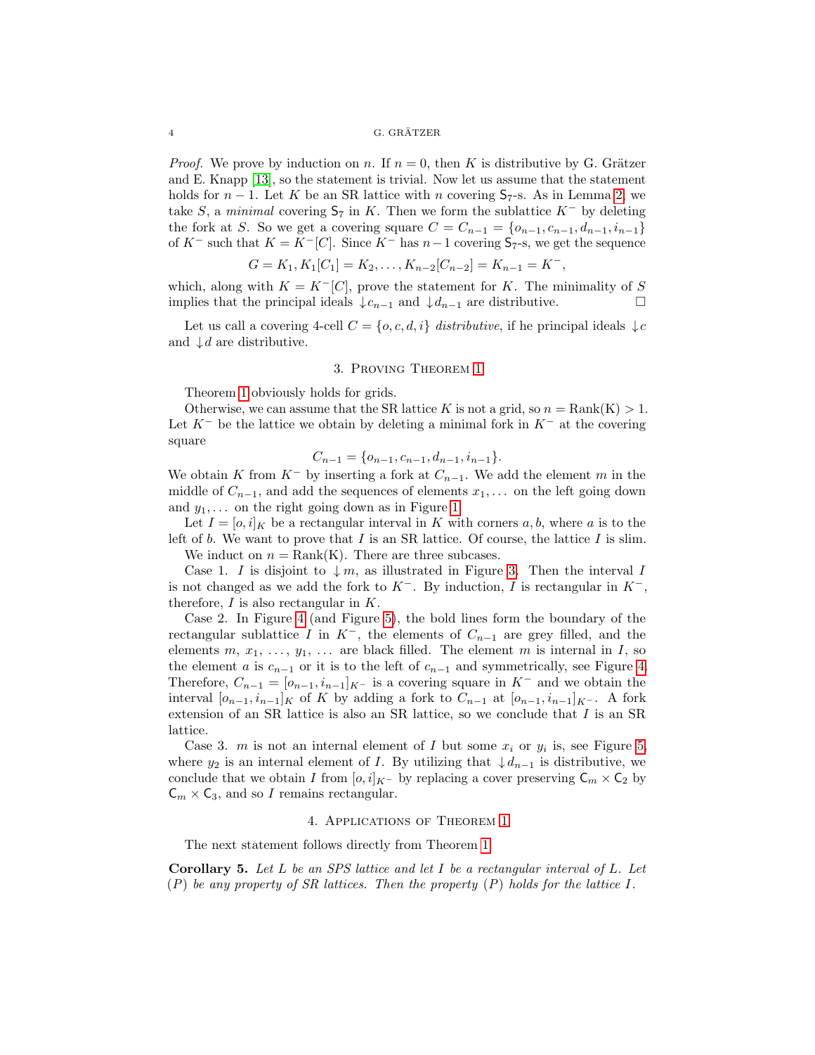*Proof.* We prove by induction on $n$. If $n = 0$, then $K$ is distributive by G. Grätzer and E. Knapp [13], so the statement is trivial. Now let us assume that the statement holds for $n-1$. Let $K$ be an SR lattice with $n$ covering $\mathsf{S}_7$-s. As in Lemma 2, we take $S$, a *minimal* covering $\mathsf{S}_7$ in $K$. Then we form the sublattice $K^-$ by deleting the fork at $S$. So we get a covering square $C = C_{n-1} = \{o_{n-1}, c_{n-1}, d_{n-1}, i_{n-1}\}$ of $K^-$ such that $K = K^-[C]$. Since $K^-$ has $n-1$ covering $\mathsf{S}_7$-s, we get the sequence

$$G = K_1, K_1[C_1] = K_2, \ldots, K_{n-2}[C_{n-2}] = K_{n-1} = K^-,$$

which, along with $K = K^-[C]$, prove the statement for $K$. The minimality of $S$ implies that the principal ideals $\downarrow c_{n-1}$ and $\downarrow d_{n-1}$ are distributive. ☐

Let us call a covering 4-cell $C = \{o, c, d, i\}$ *distributive*, if he principal ideals $\downarrow c$ and $\downarrow d$ are distributive.

## 3. Proving Theorem 1

Theorem 1 obviously holds for grids.

Otherwise, we can assume that the SR lattice $K$ is not a grid, so $n = \mathrm{Rank(K)} > 1$. Let $K^-$ be the lattice we obtain by deleting a minimal fork in $K^-$ at the covering square

$$C_{n-1} = \{o_{n-1}, c_{n-1}, d_{n-1}, i_{n-1}\}.$$

We obtain $K$ from $K^-$ by inserting a fork at $C_{n-1}$. We add the element $m$ in the middle of $C_{n-1}$, and add the sequences of elements $x_1, \ldots$ on the left going down and $y_1, \ldots$ on the right going down as in Figure 1.

Let $I = [o, i]_K$ be a rectangular interval in $K$ with corners $a, b$, where $a$ is to the left of $b$. We want to prove that $I$ is an SR lattice. Of course, the lattice $I$ is slim.

We induct on $n = \mathrm{Rank(K)}$. There are three subcases.

Case 1. $I$ is disjoint to $\downarrow m$, as illustrated in Figure 3. Then the interval $I$ is not changed as we add the fork to $K^-$. By induction, $I$ is rectangular in $K^-$, therefore, $I$ is also rectangular in $K$.

Case 2. In Figure 4 (and Figure 5), the bold lines form the boundary of the rectangular sublattice $I$ in $K^-$, the elements of $C_{n-1}$ are grey filled, and the elements $m$, $x_1$, …, $y_1$, … are black filled. The element $m$ is internal in $I$, so the element $a$ is $c_{n-1}$ or it is to the left of $c_{n-1}$ and symmetrically, see Figure 4. Therefore, $C_{n-1} = [o_{n-1}, i_{n-1}]_{K^-}$ is a covering square in $K^-$ and we obtain the interval $[o_{n-1}, i_{n-1}]_K$ of $K$ by adding a fork to $C_{n-1}$ at $[o_{n-1}, i_{n-1}]_{K^-}$. A fork extension of an SR lattice is also an SR lattice, so we conclude that $I$ is an SR lattice.

Case 3. $m$ is not an internal element of $I$ but some $x_i$ or $y_i$ is, see Figure 5, where $y_2$ is an internal element of $I$. By utilizing that $\downarrow d_{n-1}$ is distributive, we conclude that we obtain $I$ from $[o, i]_{K^-}$ by replacing a cover preserving $\mathsf{C}_m \times \mathsf{C}_2$ by $\mathsf{C}_m \times \mathsf{C}_3$, and so $I$ remains rectangular.

## 4. Applications of Theorem 1

The next statement follows directly from Theorem 1.

**Corollary 5.** *Let $L$ be an SPS lattice and let $I$ be a rectangular interval of $L$. Let $(P)$ be any property of SR lattices. Then the property $(P)$ holds for the lattice $I$.*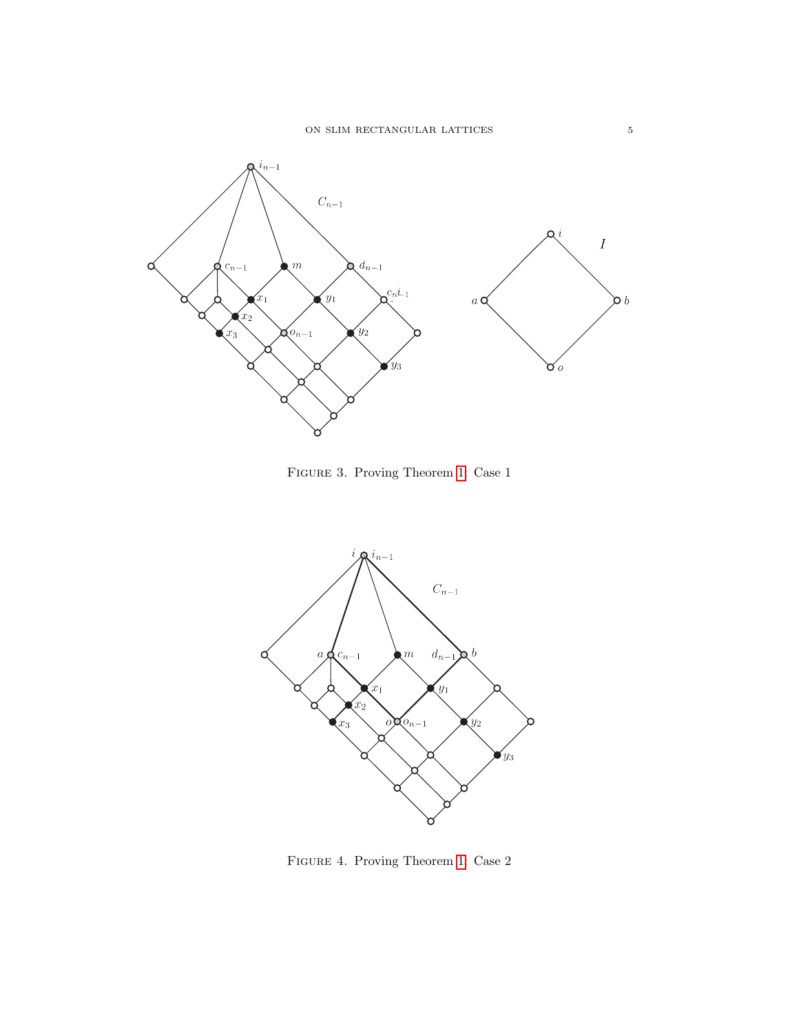Figure 3. Proving Theorem 1: Case 1

Figure 4. Proving Theorem 1: Case 2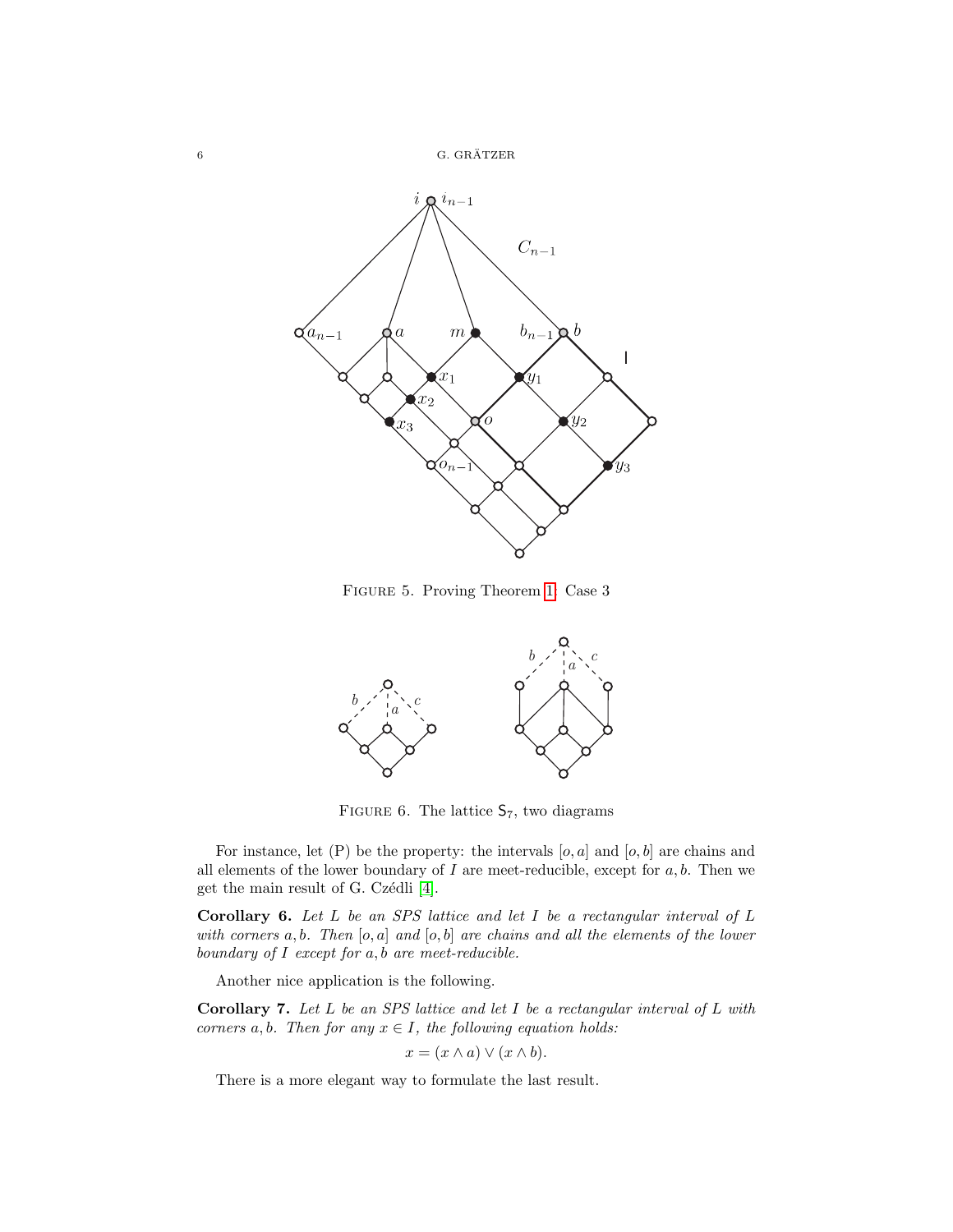FIGURE 5. Proving Theorem 1: Case 3

FIGURE 6. The lattice $\mathsf{S}_7$, two diagrams

For instance, let (P) be the property: the intervals $[o, a]$ and $[o, b]$ are chains and all elements of the lower boundary of $I$ are meet-reducible, except for $a, b$. Then we get the main result of G. Czédli [4].

**Corollary 6.** *Let $L$ be an SPS lattice and let $I$ be a rectangular interval of $L$ with corners $a, b$. Then $[o, a]$ and $[o, b]$ are chains and all the elements of the lower boundary of $I$ except for $a, b$ are meet-reducible.*

Another nice application is the following.

**Corollary 7.** *Let $L$ be an SPS lattice and let $I$ be a rectangular interval of $L$ with corners $a, b$. Then for any $x \in I$, the following equation holds:*

$$x = (x \wedge a) \vee (x \wedge b).$$

There is a more elegant way to formulate the last result.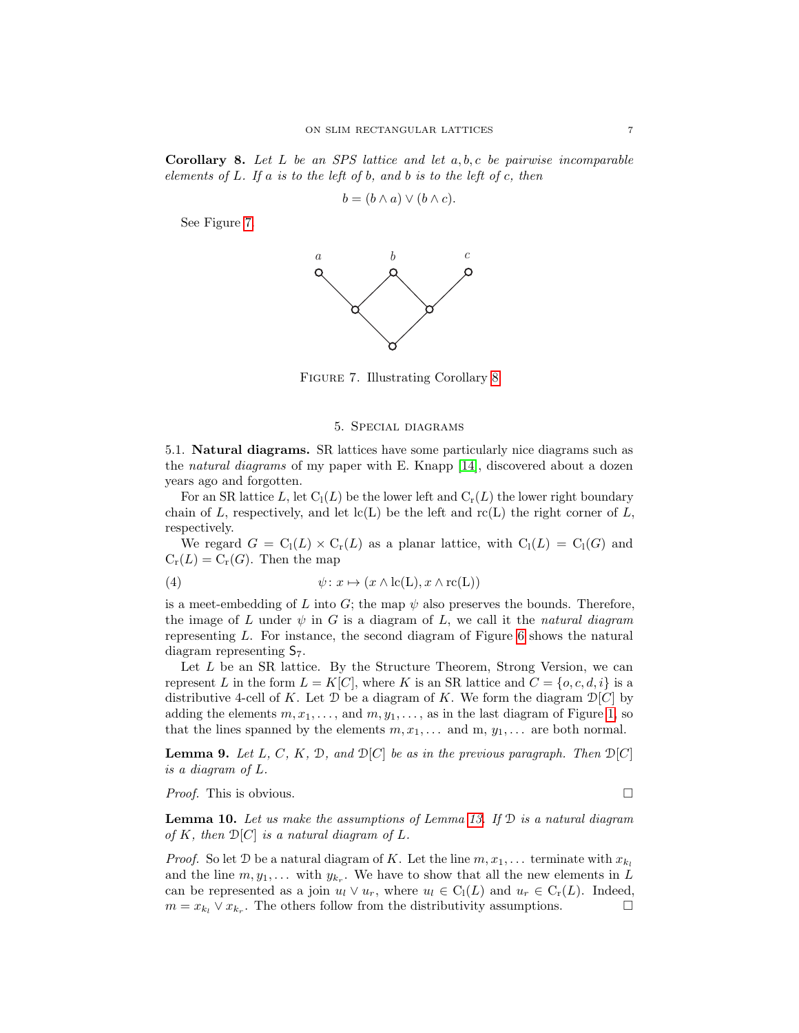**Corollary 8.** *Let $L$ be an SPS lattice and let $a, b, c$ be pairwise incomparable elements of $L$. If $a$ is to the left of $b$, and $b$ is to the left of $c$, then*

$$b = (b \wedge a) \vee (b \wedge c).$$

See Figure 7.

Figure 7. Illustrating Corollary 8.

## 5. Special diagrams

**5.1. Natural diagrams.** SR lattices have some particularly nice diagrams such as the *natural diagrams* of my paper with E. Knapp [14], discovered about a dozen years ago and forgotten.

For an SR lattice $L$, let $\mathrm{C_l}(L)$ be the lower left and $\mathrm{C_r}(L)$ the lower right boundary chain of $L$, respectively, and let $\mathrm{lc(L)}$ be the left and $\mathrm{rc(L)}$ the right corner of $L$, respectively.

We regard $G = \mathrm{C_l}(L) \times \mathrm{C_r}(L)$ as a planar lattice, with $\mathrm{C_l}(L) = \mathrm{C_l}(G)$ and $\mathrm{C_r}(L) = \mathrm{C_r}(G)$. Then the map

$$\psi\colon x \mapsto (x \wedge \mathrm{lc(L)}, x \wedge \mathrm{rc(L)}) \tag{4}$$

is a meet-embedding of $L$ into $G$; the map $\psi$ also preserves the bounds. Therefore, the image of $L$ under $\psi$ in $G$ is a diagram of $L$, we call it the *natural diagram* representing $L$. For instance, the second diagram of Figure 6 shows the natural diagram representing $\mathsf{S}_7$.

Let $L$ be an SR lattice. By the Structure Theorem, Strong Version, we can represent $L$ in the form $L = K[C]$, where $K$ is an SR lattice and $C = \{o, c, d, i\}$ is a distributive 4-cell of $K$. Let $\mathcal{D}$ be a diagram of $K$. We form the diagram $\mathcal{D}[C]$ by adding the elements $m, x_1, \dots$, and $m, y_1, \dots$, as in the last diagram of Figure 1, so that the lines spanned by the elements $m, x_1, \dots$ and m, $y_1, \dots$ are both normal.

**Lemma 9.** *Let $L$, $C$, $K$, $\mathcal{D}$, and $\mathcal{D}[C]$ be as in the previous paragraph. Then $\mathcal{D}[C]$ is a diagram of $L$.*

*Proof.* This is obvious. □

**Lemma 10.** *Let us make the assumptions of Lemma 13. If $\mathcal{D}$ is a natural diagram of $K$, then $\mathcal{D}[C]$ is a natural diagram of $L$.*

*Proof.* So let $\mathcal{D}$ be a natural diagram of $K$. Let the line $m, x_1, \dots$ terminate with $x_{k_l}$ and the line $m, y_1, \dots$ with $y_{k_r}$. We have to show that all the new elements in $L$ can be represented as a join $u_l \vee u_r$, where $u_l \in \mathrm{C_l}(L)$ and $u_r \in \mathrm{C_r}(L)$. Indeed, $m = x_{k_l} \vee x_{k_r}$. The others follow from the distributivity assumptions. □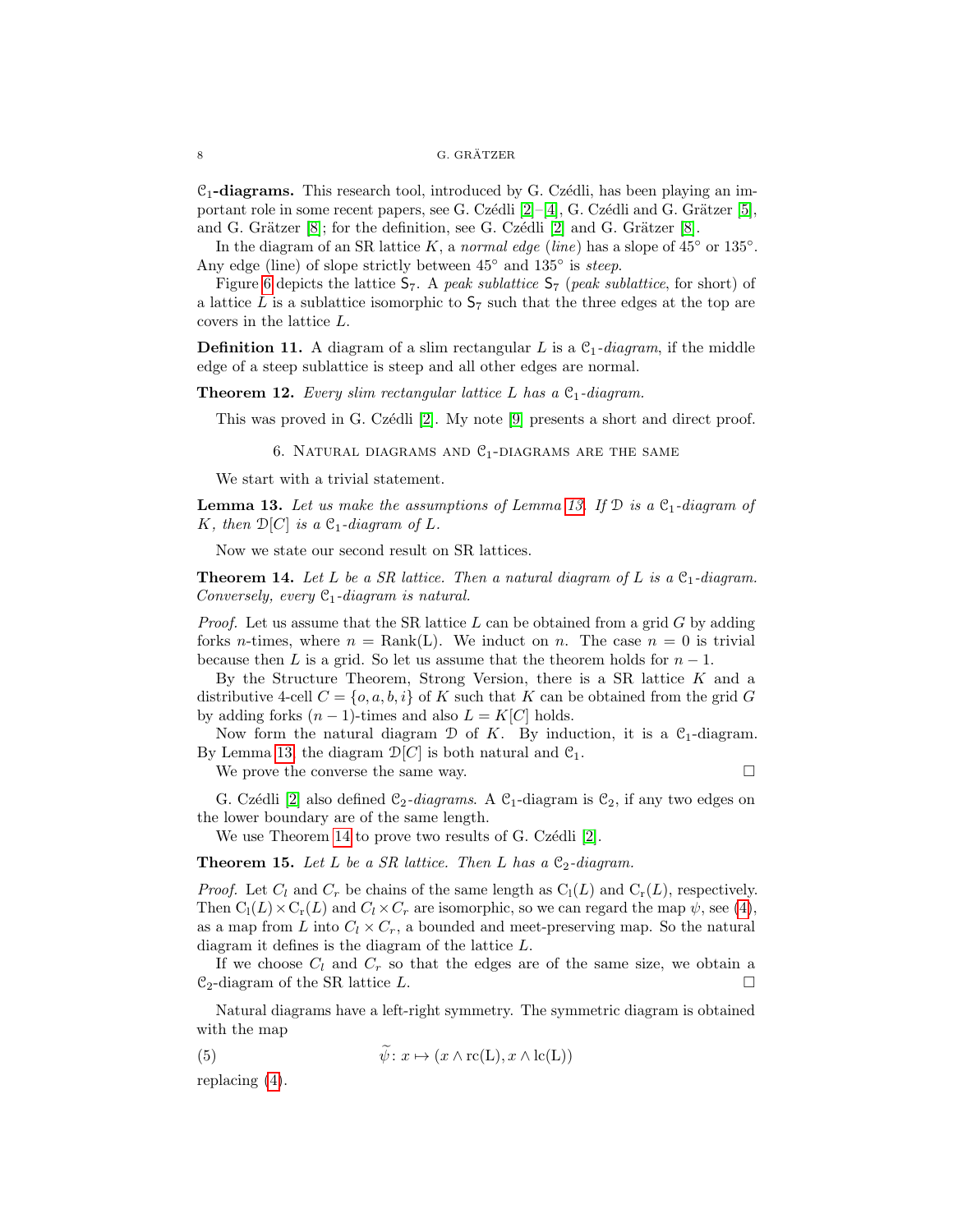$\mathcal{C}_1$**-diagrams.** This research tool, introduced by G. Czédli, has been playing an important role in some recent papers, see G. Czédli [2]–[4], G. Czédli and G. Grätzer [5], and G. Grätzer [8]; for the definition, see G. Czédli [2] and G. Grätzer [8].

In the diagram of an SR lattice $K$, a *normal edge* (*line*) has a slope of $45°$ or $135°$. Any edge (line) of slope strictly between $45°$ and $135°$ is *steep*.

Figure 6 depicts the lattice $\mathsf{S}_7$. A *peak sublattice* $\mathsf{S}_7$ (*peak sublattice*, for short) of a lattice $L$ is a sublattice isomorphic to $\mathsf{S}_7$ such that the three edges at the top are covers in the lattice $L$.

**Definition 11.** A diagram of a slim rectangular $L$ is a $\mathcal{C}_1$*-diagram*, if the middle edge of a steep sublattice is steep and all other edges are normal.

**Theorem 12.** *Every slim rectangular lattice $L$ has a $\mathcal{C}_1$-diagram.*

This was proved in G. Czédli [2]. My note [9] presents a short and direct proof.

## 6. Natural diagrams and $\mathcal{C}_1$-diagrams are the same

We start with a trivial statement.

**Lemma 13.** *Let us make the assumptions of Lemma 13. If $\mathcal{D}$ is a $\mathcal{C}_1$-diagram of $K$, then $\mathcal{D}[C]$ is a $\mathcal{C}_1$-diagram of $L$.*

Now we state our second result on SR lattices.

**Theorem 14.** *Let $L$ be a SR lattice. Then a natural diagram of $L$ is a $\mathcal{C}_1$-diagram. Conversely, every $\mathcal{C}_1$-diagram is natural.*

*Proof.* Let us assume that the SR lattice $L$ can be obtained from a grid $G$ by adding forks $n$-times, where $n = \mathrm{Rank(L)}$. We induct on $n$. The case $n = 0$ is trivial because then $L$ is a grid. So let us assume that the theorem holds for $n - 1$.

By the Structure Theorem, Strong Version, there is a SR lattice $K$ and a distributive 4-cell $C = \{o, a, b, i\}$ of $K$ such that $K$ can be obtained from the grid $G$ by adding forks $(n - 1)$-times and also $L = K[C]$ holds.

Now form the natural diagram $\mathcal{D}$ of $K$. By induction, it is a $\mathcal{C}_1$-diagram. By Lemma 13, the diagram $\mathcal{D}[C]$ is both natural and $\mathcal{C}_1$.

We prove the converse the same way. $\square$

G. Czédli [2] also defined $\mathcal{C}_2$*-diagrams*. A $\mathcal{C}_1$-diagram is $\mathcal{C}_2$, if any two edges on the lower boundary are of the same length.

We use Theorem 14 to prove two results of G. Czédli [2].

**Theorem 15.** *Let $L$ be a SR lattice. Then $L$ has a $\mathcal{C}_2$-diagram.*

*Proof.* Let $C_l$ and $C_r$ be chains of the same length as $\mathrm{C_l}(L)$ and $\mathrm{C_r}(L)$, respectively. Then $\mathrm{C_l}(L) \times \mathrm{C_r}(L)$ and $C_l \times C_r$ are isomorphic, so we can regard the map $\psi$, see (4), as a map from $L$ into $C_l \times C_r$, a bounded and meet-preserving map. So the natural diagram it defines is the diagram of the lattice $L$.

If we choose $C_l$ and $C_r$ so that the edges are of the same size, we obtain a $\mathcal{C}_2$-diagram of the SR lattice $L$. $\square$

Natural diagrams have a left-right symmetry. The symmetric diagram is obtained with the map

$$\widetilde{\psi}\colon x \mapsto (x \wedge \mathrm{rc(L)}, x \wedge \mathrm{lc(L)}) \tag{5}$$

replacing (4).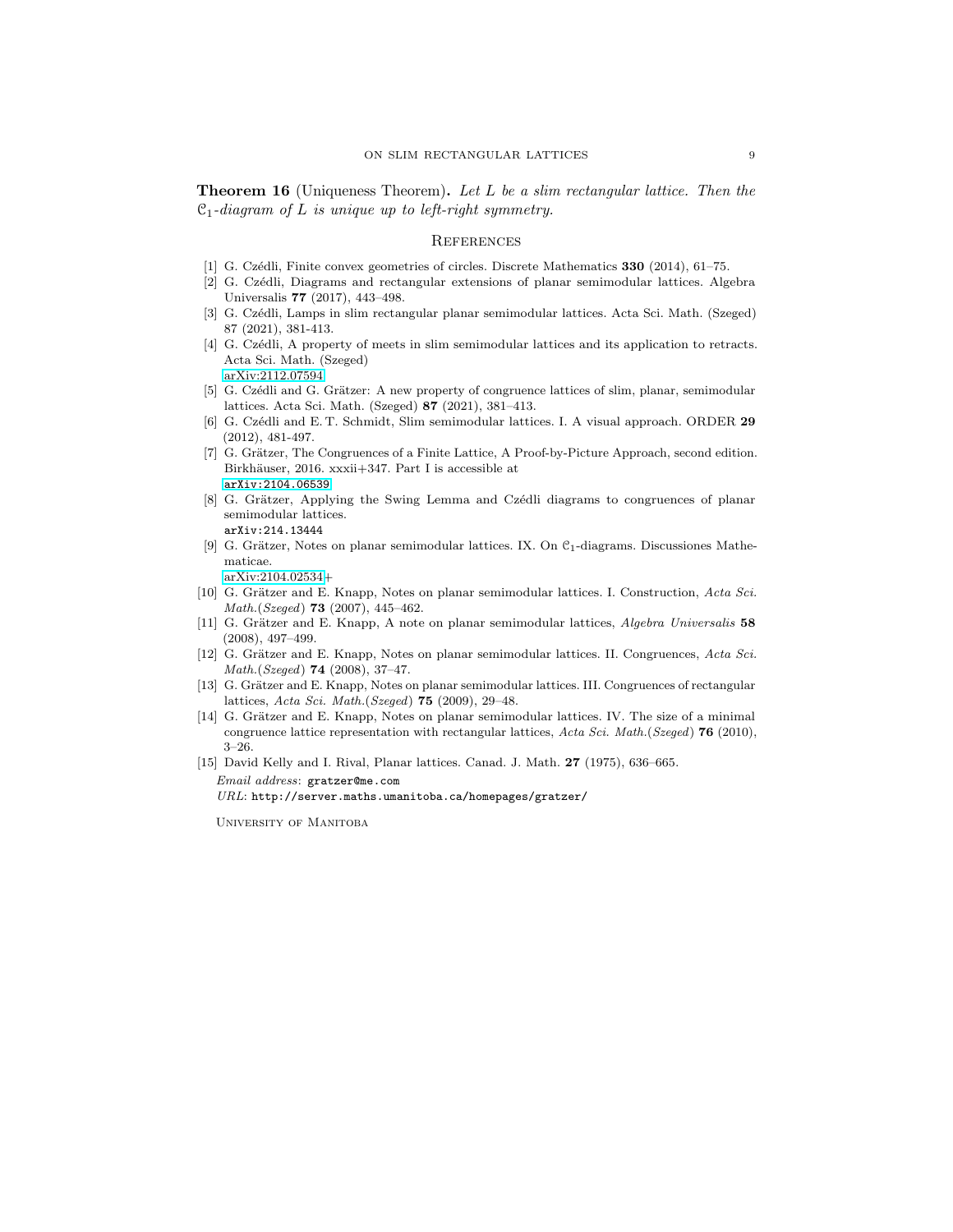**Theorem 16** (Uniqueness Theorem)**.** *Let $L$ be a slim rectangular lattice. Then the $\mathcal{C}_1$-diagram of $L$ is unique up to left-right symmetry.*

## References

[1] G. Czédli, Finite convex geometries of circles. Discrete Mathematics **330** (2014), 61–75.

[2] G. Czédli, Diagrams and rectangular extensions of planar semimodular lattices. Algebra Universalis **77** (2017), 443–498.

[3] G. Czédli, Lamps in slim rectangular planar semimodular lattices. Acta Sci. Math. (Szeged) 87 (2021), 381-413.

[4] G. Czédli, A property of meets in slim semimodular lattices and its application to retracts. Acta Sci. Math. (Szeged) arXiv:2112.07594

[5] G. Czédli and G. Grätzer: A new property of congruence lattices of slim, planar, semimodular lattices. Acta Sci. Math. (Szeged) **87** (2021), 381–413.

[6] G. Czédli and E. T. Schmidt, Slim semimodular lattices. I. A visual approach. ORDER **29** (2012), 481-497.

[7] G. Grätzer, The Congruences of a Finite Lattice, A Proof-by-Picture Approach, second edition. Birkhäuser, 2016. xxxii+347. Part I is accessible at `arXiv:2104.06539`

[8] G. Grätzer, Applying the Swing Lemma and Czédli diagrams to congruences of planar semimodular lattices. `arXiv:214.13444`

[9] G. Grätzer, Notes on planar semimodular lattices. IX. On $\mathcal{C}_1$-diagrams. Discussiones Mathematicae. arXiv:2104.02534+

[10] G. Grätzer and E. Knapp, Notes on planar semimodular lattices. I. Construction, *Acta Sci. Math.(Szeged)* **73** (2007), 445–462.

[11] G. Grätzer and E. Knapp, A note on planar semimodular lattices, *Algebra Universalis* **58** (2008), 497–499.

[12] G. Grätzer and E. Knapp, Notes on planar semimodular lattices. II. Congruences, *Acta Sci. Math.(Szeged)* **74** (2008), 37–47.

[13] G. Grätzer and E. Knapp, Notes on planar semimodular lattices. III. Congruences of rectangular lattices, *Acta Sci. Math.(Szeged)* **75** (2009), 29–48.

[14] G. Grätzer and E. Knapp, Notes on planar semimodular lattices. IV. The size of a minimal congruence lattice representation with rectangular lattices, *Acta Sci. Math.(Szeged)* **76** (2010), 3–26.

[15] David Kelly and I. Rival, Planar lattices. Canad. J. Math. **27** (1975), 636–665.

*Email address*: `gratzer@me.com`

*URL*: `http://server.maths.umanitoba.ca/homepages/gratzer/`

University of Manitoba